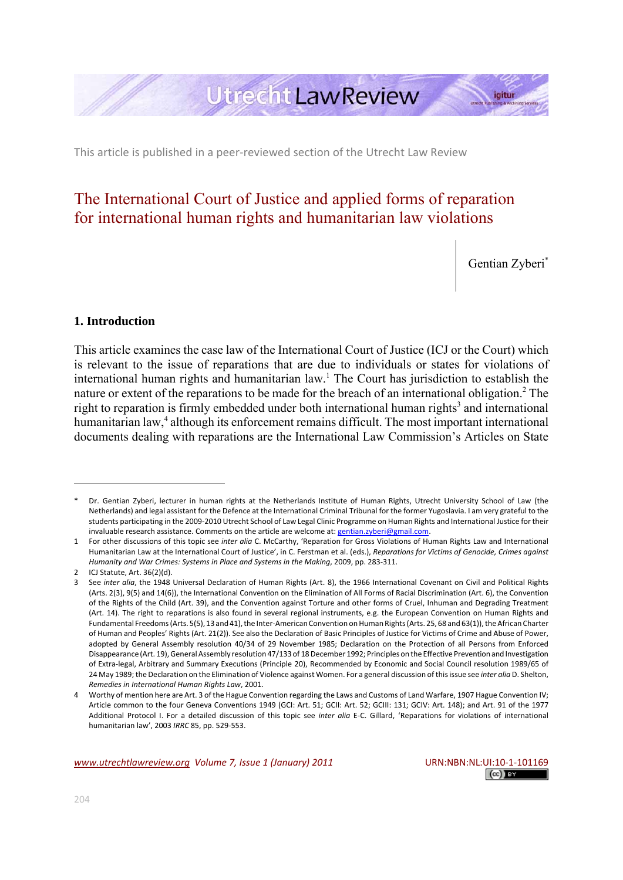This article is published in a peer-reviewed section of the Utrecht Law Review

# The International Court of Justice and applied forms of reparation for international human rights and humanitarian law violations

Gentian Zyberi*

## 1. Introduction

This article examines the case law of the International Court of Justice (ICJ or the Court) which is relevant to the issue of reparations that are due to individuals or states for violations of international human rights and humanitarian law.[1] The Court has jurisdiction to establish the nature or extent of the reparations to be made for the breach of an international obligation.[2] The right to reparation is firmly embedded under both international human rights[3] and international humanitarian law,[4] although its enforcement remains difficult. The most important international documents dealing with reparations are the International Law Commission's Articles on State

---

\* Dr. Gentian Zyberi, lecturer in human rights at the Netherlands Institute of Human Rights, Utrecht University School of Law (the Netherlands) and legal assistant for the Defence at the International Criminal Tribunal for the former Yugoslavia. I am very grateful to the students participating in the 2009-2010 Utrecht School of Law Legal Clinic Programme on Human Rights and International Justice for their invaluable research assistance. Comments on the article are welcome at: gentian.zyberi@gmail.com.

1 For other discussions of this topic see *inter alia* C. McCarthy, 'Reparation for Gross Violations of Human Rights Law and International Humanitarian Law at the International Court of Justice', in C. Ferstman et al. (eds.), *Reparations for Victims of Genocide, Crimes against Humanity and War Crimes: Systems in Place and Systems in the Making*, 2009, pp. 283-311.

2 ICJ Statute, Art. 36(2)(d).

3 See *inter alia*, the 1948 Universal Declaration of Human Rights (Art. 8), the 1966 International Covenant on Civil and Political Rights (Arts. 2(3), 9(5) and 14(6)), the International Convention on the Elimination of All Forms of Racial Discrimination (Art. 6), the Convention of the Rights of the Child (Art. 39), and the Convention against Torture and other forms of Cruel, Inhuman and Degrading Treatment (Art. 14). The right to reparations is also found in several regional instruments, e.g. the European Convention on Human Rights and Fundamental Freedoms (Arts. 5(5), 13 and 41), the Inter-American Convention on Human Rights (Arts. 25, 68 and 63(1)), the African Charter of Human and Peoples' Rights (Art. 21(2)). See also the Declaration of Basic Principles of Justice for Victims of Crime and Abuse of Power, adopted by General Assembly resolution 40/34 of 29 November 1985; Declaration on the Protection of all Persons from Enforced Disappearance (Art. 19), General Assembly resolution 47/133 of 18 December 1992; Principles on the Effective Prevention and Investigation of Extra-legal, Arbitrary and Summary Executions (Principle 20), Recommended by Economic and Social Council resolution 1989/65 of 24 May 1989; the Declaration on the Elimination of Violence against Women. For a general discussion of this issue see *inter alia* D. Shelton, *Remedies in International Human Rights Law*, 2001.

4 Worthy of mention here are Art. 3 of the Hague Convention regarding the Laws and Customs of Land Warfare, 1907 Hague Convention IV; Article common to the four Geneva Conventions 1949 (GCI: Art. 51; GCII: Art. 52; GCIII: 131; GCIV: Art. 148); and Art. 91 of the 1977 Additional Protocol I. For a detailed discussion of this topic see *inter alia* E-C. Gillard, 'Reparations for violations of international humanitarian law', 2003 *IRRC* 85, pp. 529-553.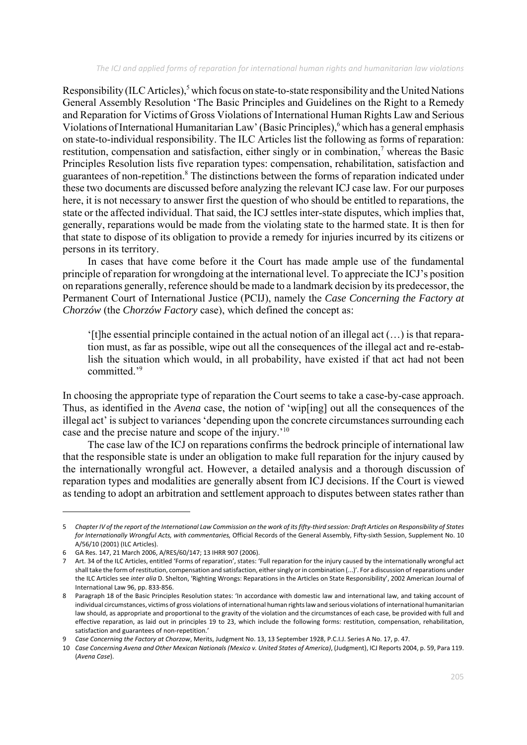Responsibility (ILC Articles),[5] which focus on state-to-state responsibility and the United Nations General Assembly Resolution 'The Basic Principles and Guidelines on the Right to a Remedy and Reparation for Victims of Gross Violations of International Human Rights Law and Serious Violations of International Humanitarian Law' (Basic Principles),[6] which has a general emphasis on state-to-individual responsibility. The ILC Articles list the following as forms of reparation: restitution, compensation and satisfaction, either singly or in combination,[7] whereas the Basic Principles Resolution lists five reparation types: compensation, rehabilitation, satisfaction and guarantees of non-repetition.[8] The distinctions between the forms of reparation indicated under these two documents are discussed before analyzing the relevant ICJ case law. For our purposes here, it is not necessary to answer first the question of who should be entitled to reparations, the state or the affected individual. That said, the ICJ settles inter-state disputes, which implies that, generally, reparations would be made from the violating state to the harmed state. It is then for that state to dispose of its obligation to provide a remedy for injuries incurred by its citizens or persons in its territory.

In cases that have come before it the Court has made ample use of the fundamental principle of reparation for wrongdoing at the international level. To appreciate the ICJ's position on reparations generally, reference should be made to a landmark decision by its predecessor, the Permanent Court of International Justice (PCIJ), namely the *Case Concerning the Factory at Chorzów* (the *Chorzów Factory* case), which defined the concept as:

> '[t]he essential principle contained in the actual notion of an illegal act (…) is that reparation must, as far as possible, wipe out all the consequences of the illegal act and re-establish the situation which would, in all probability, have existed if that act had not been committed.'[9]

In choosing the appropriate type of reparation the Court seems to take a case-by-case approach. Thus, as identified in the *Avena* case, the notion of 'wip[ing] out all the consequences of the illegal act' is subject to variances 'depending upon the concrete circumstances surrounding each case and the precise nature and scope of the injury.'[10]

The case law of the ICJ on reparations confirms the bedrock principle of international law that the responsible state is under an obligation to make full reparation for the injury caused by the internationally wrongful act. However, a detailed analysis and a thorough discussion of reparation types and modalities are generally absent from ICJ decisions. If the Court is viewed as tending to adopt an arbitration and settlement approach to disputes between states rather than

---

5 *Chapter IV of the report of the International Law Commission on the work of its fifty-third session: Draft Articles on Responsibility of States for Internationally Wrongful Acts, with commentaries,* Official Records of the General Assembly, Fifty-sixth Session, Supplement No. 10 A/56/10 (2001) (ILC Articles).

6 GA Res. 147, 21 March 2006, A/RES/60/147; 13 IHRR 907 (2006).

7 Art. 34 of the ILC Articles, entitled 'Forms of reparation', states: 'Full reparation for the injury caused by the internationally wrongful act shall take the form of restitution, compensation and satisfaction, either singly or in combination (...)'. For a discussion of reparations under the ILC Articles see *inter alia* D. Shelton, 'Righting Wrongs: Reparations in the Articles on State Responsibility', 2002 American Journal of International Law 96, pp. 833-856.

8 Paragraph 18 of the Basic Principles Resolution states: 'In accordance with domestic law and international law, and taking account of individual circumstances, victims of gross violations of international human rights law and serious violations of international humanitarian law should, as appropriate and proportional to the gravity of the violation and the circumstances of each case, be provided with full and effective reparation, as laid out in principles 19 to 23, which include the following forms: restitution, compensation, rehabilitation, satisfaction and guarantees of non-repetition.'

9 *Case Concerning the Factory at Chorzow*, Merits, Judgment No. 13, 13 September 1928, P.C.I.J. Series A No. 17, p. 47.

10 *Case Concerning Avena and Other Mexican Nationals (Mexico v. United States of America)*, (Judgment), ICJ Reports 2004, p. 59, Para 119. (*Avena Case*).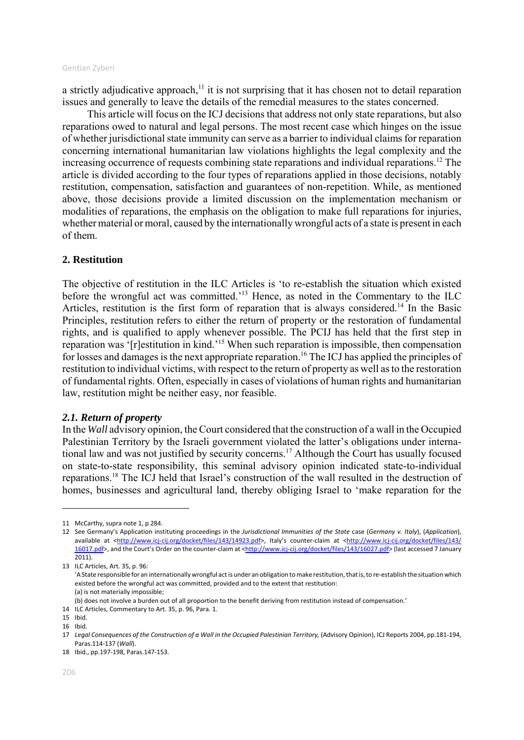a strictly adjudicative approach,[11] it is not surprising that it has chosen not to detail reparation issues and generally to leave the details of the remedial measures to the states concerned.

This article will focus on the ICJ decisions that address not only state reparations, but also reparations owed to natural and legal persons. The most recent case which hinges on the issue of whether jurisdictional state immunity can serve as a barrier to individual claims for reparation concerning international humanitarian law violations highlights the legal complexity and the increasing occurrence of requests combining state reparations and individual reparations.[12] The article is divided according to the four types of reparations applied in those decisions, notably restitution, compensation, satisfaction and guarantees of non-repetition. While, as mentioned above, those decisions provide a limited discussion on the implementation mechanism or modalities of reparations, the emphasis on the obligation to make full reparations for injuries, whether material or moral, caused by the internationally wrongful acts of a state is present in each of them.

## 2. Restitution

The objective of restitution in the ILC Articles is 'to re-establish the situation which existed before the wrongful act was committed.'[13] Hence, as noted in the Commentary to the ILC Articles, restitution is the first form of reparation that is always considered.[14] In the Basic Principles, restitution refers to either the return of property or the restoration of fundamental rights, and is qualified to apply whenever possible. The PCIJ has held that the first step in reparation was '[r]estitution in kind.'[15] When such reparation is impossible, then compensation for losses and damages is the next appropriate reparation.[16] The ICJ has applied the principles of restitution to individual victims, with respect to the return of property as well as to the restoration of fundamental rights. Often, especially in cases of violations of human rights and humanitarian law, restitution might be neither easy, nor feasible.

### *2.1. Return of property*

In the *Wall* advisory opinion, the Court considered that the construction of a wall in the Occupied Palestinian Territory by the Israeli government violated the latter's obligations under international law and was not justified by security concerns.[17] Although the Court has usually focused on state-to-state responsibility, this seminal advisory opinion indicated state-to-individual reparations.[18] The ICJ held that Israel's construction of the wall resulted in the destruction of homes, businesses and agricultural land, thereby obliging Israel to 'make reparation for the

---

11 McCarthy, supra note 1, p 284.

12 See Germany's Application instituting proceedings in the *Jurisdictional Immunities of the State* case (*Germany v. Italy*), (*Application*), available at <http://www.icj-cij.org/docket/files/143/14923.pdf>, Italy's counter-claim at <http://www.icj-cij.org/docket/files/143/16017.pdf>, and the Court's Order on the counter-claim at <http://www.icj-cij.org/docket/files/143/16027.pdf> (last accessed 7 January 2011).

13 ILC Articles, Art. 35, p. 96:
'A State responsible for an internationally wrongful act is under an obligation to make restitution, that is, to re-establish the situation which existed before the wrongful act was committed, provided and to the extent that restitution:
(a) is not materially impossible;
(b) does not involve a burden out of all proportion to the benefit deriving from restitution instead of compensation.'

14 ILC Articles, Commentary to Art. 35, p. 96, Para. 1.

15 Ibid.

16 Ibid.

17 *Legal Consequences of the Construction of a Wall in the Occupied Palestinian Territory,* (Advisory Opinion), ICJ Reports 2004, pp.181-194, Paras.114-137 (*Wall*).

18 Ibid., pp.197-198, Paras.147-153.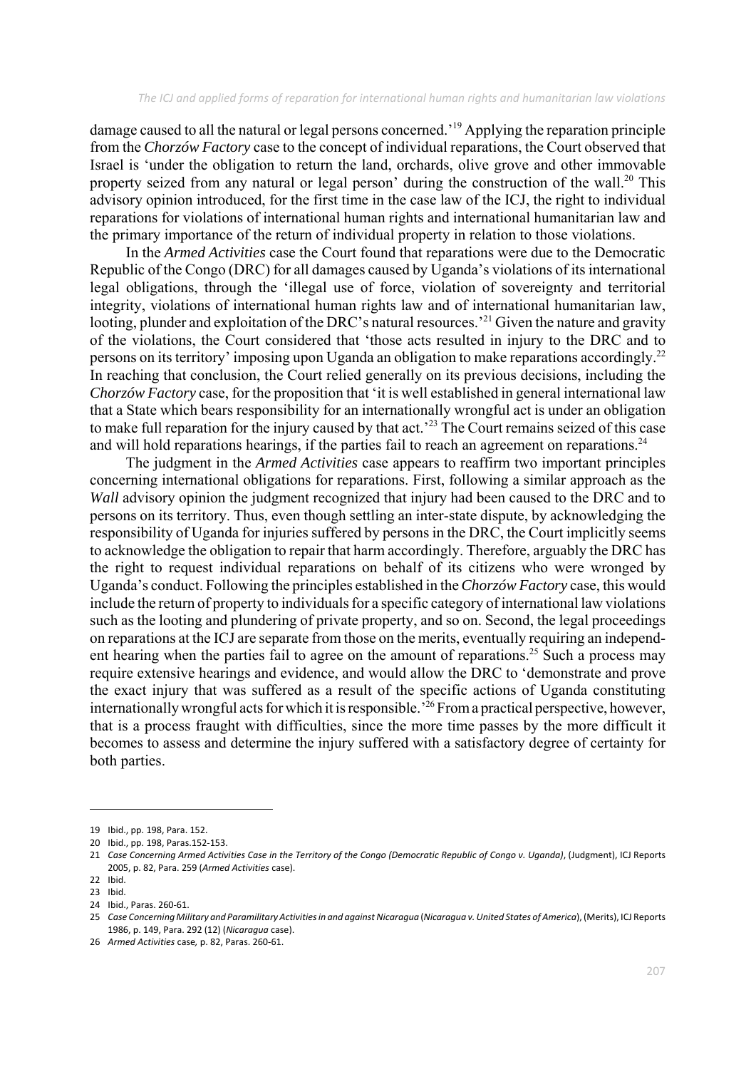damage caused to all the natural or legal persons concerned.'[19] Applying the reparation principle from the *Chorzów Factory* case to the concept of individual reparations, the Court observed that Israel is 'under the obligation to return the land, orchards, olive grove and other immovable property seized from any natural or legal person' during the construction of the wall.[20] This advisory opinion introduced, for the first time in the case law of the ICJ, the right to individual reparations for violations of international human rights and international humanitarian law and the primary importance of the return of individual property in relation to those violations.

In the *Armed Activities* case the Court found that reparations were due to the Democratic Republic of the Congo (DRC) for all damages caused by Uganda's violations of its international legal obligations, through the 'illegal use of force, violation of sovereignty and territorial integrity, violations of international human rights law and of international humanitarian law, looting, plunder and exploitation of the DRC's natural resources.'[21] Given the nature and gravity of the violations, the Court considered that 'those acts resulted in injury to the DRC and to persons on its territory' imposing upon Uganda an obligation to make reparations accordingly.[22] In reaching that conclusion, the Court relied generally on its previous decisions, including the *Chorzów Factory* case, for the proposition that 'it is well established in general international law that a State which bears responsibility for an internationally wrongful act is under an obligation to make full reparation for the injury caused by that act.'[23] The Court remains seized of this case and will hold reparations hearings, if the parties fail to reach an agreement on reparations.[24]

The judgment in the *Armed Activities* case appears to reaffirm two important principles concerning international obligations for reparations. First, following a similar approach as the *Wall* advisory opinion the judgment recognized that injury had been caused to the DRC and to persons on its territory. Thus, even though settling an inter-state dispute, by acknowledging the responsibility of Uganda for injuries suffered by persons in the DRC, the Court implicitly seems to acknowledge the obligation to repair that harm accordingly. Therefore, arguably the DRC has the right to request individual reparations on behalf of its citizens who were wronged by Uganda's conduct. Following the principles established in the *Chorzów Factory* case, this would include the return of property to individuals for a specific category of international law violations such as the looting and plundering of private property, and so on. Second, the legal proceedings on reparations at the ICJ are separate from those on the merits, eventually requiring an independent hearing when the parties fail to agree on the amount of reparations.[25] Such a process may require extensive hearings and evidence, and would allow the DRC to 'demonstrate and prove the exact injury that was suffered as a result of the specific actions of Uganda constituting internationally wrongful acts for which it is responsible.'[26] From a practical perspective, however, that is a process fraught with difficulties, since the more time passes by the more difficult it becomes to assess and determine the injury suffered with a satisfactory degree of certainty for both parties.

---

19 Ibid., pp. 198, Para. 152.

20 Ibid., pp. 198, Paras.152-153.

21 *Case Concerning Armed Activities Case in the Territory of the Congo (Democratic Republic of Congo v. Uganda)*, (Judgment), ICJ Reports 2005, p. 82, Para. 259 (*Armed Activities* case).

22 Ibid.

23 Ibid.

24 Ibid., Paras. 260-61.

25 *Case Concerning Military and Paramilitary Activities in and against Nicaragua* (*Nicaragua v. United States of America*), (Merits), ICJ Reports 1986, p. 149, Para. 292 (12) (*Nicaragua* case).

26 *Armed Activities* case, p. 82, Paras. 260-61.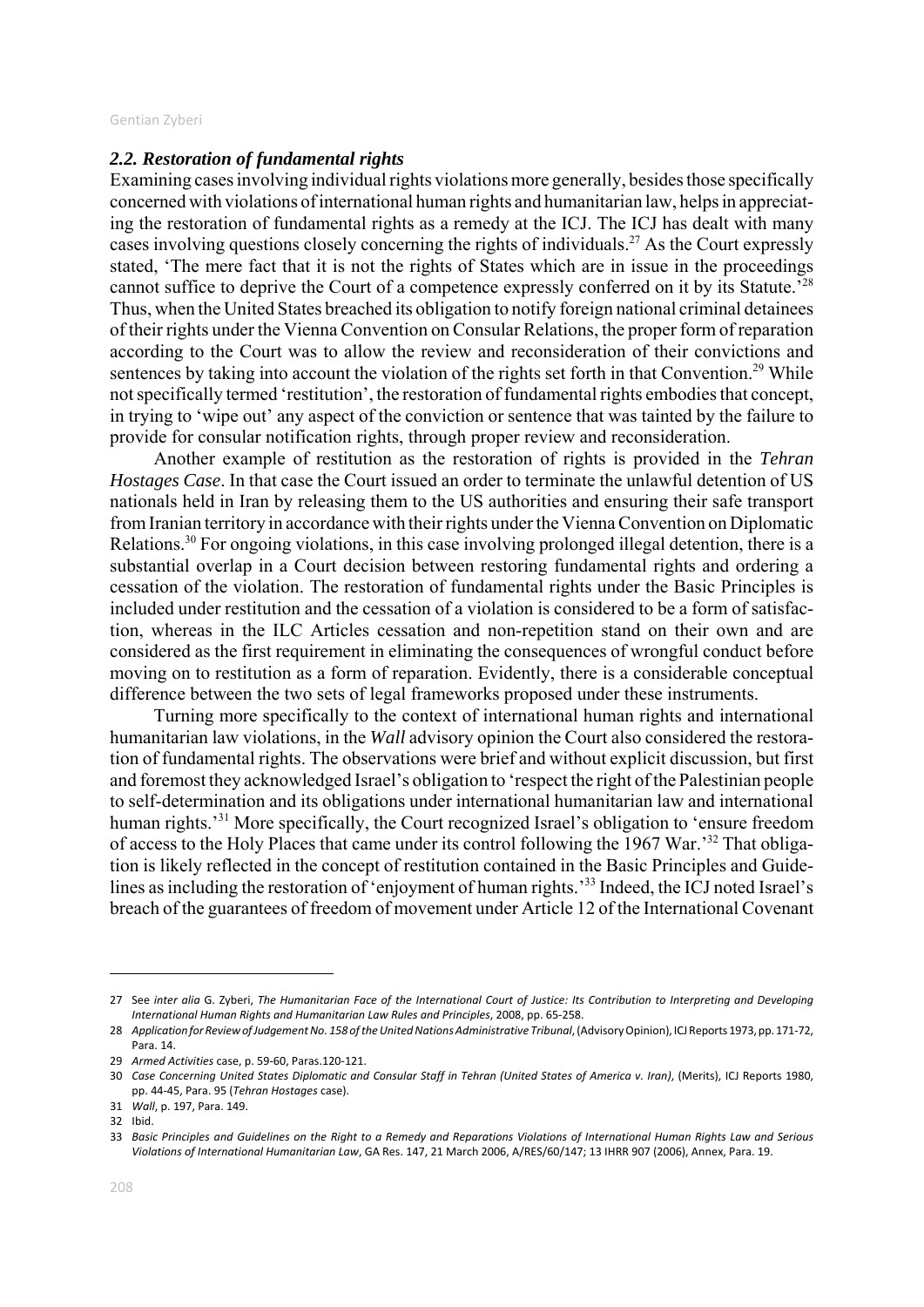### *2.2. Restoration of fundamental rights*

Examining cases involving individual rights violations more generally, besides those specifically concerned with violations of international human rights and humanitarian law, helps in appreciating the restoration of fundamental rights as a remedy at the ICJ. The ICJ has dealt with many cases involving questions closely concerning the rights of individuals.[27] As the Court expressly stated, 'The mere fact that it is not the rights of States which are in issue in the proceedings cannot suffice to deprive the Court of a competence expressly conferred on it by its Statute.'[28] Thus, when the United States breached its obligation to notify foreign national criminal detainees of their rights under the Vienna Convention on Consular Relations, the proper form of reparation according to the Court was to allow the review and reconsideration of their convictions and sentences by taking into account the violation of the rights set forth in that Convention.[29] While not specifically termed 'restitution', the restoration of fundamental rights embodies that concept, in trying to 'wipe out' any aspect of the conviction or sentence that was tainted by the failure to provide for consular notification rights, through proper review and reconsideration.

Another example of restitution as the restoration of rights is provided in the *Tehran Hostages Case*. In that case the Court issued an order to terminate the unlawful detention of US nationals held in Iran by releasing them to the US authorities and ensuring their safe transport from Iranian territory in accordance with their rights under the Vienna Convention on Diplomatic Relations.[30] For ongoing violations, in this case involving prolonged illegal detention, there is a substantial overlap in a Court decision between restoring fundamental rights and ordering a cessation of the violation. The restoration of fundamental rights under the Basic Principles is included under restitution and the cessation of a violation is considered to be a form of satisfaction, whereas in the ILC Articles cessation and non-repetition stand on their own and are considered as the first requirement in eliminating the consequences of wrongful conduct before moving on to restitution as a form of reparation. Evidently, there is a considerable conceptual difference between the two sets of legal frameworks proposed under these instruments.

Turning more specifically to the context of international human rights and international humanitarian law violations, in the *Wall* advisory opinion the Court also considered the restoration of fundamental rights. The observations were brief and without explicit discussion, but first and foremost they acknowledged Israel's obligation to 'respect the right of the Palestinian people to self-determination and its obligations under international humanitarian law and international human rights.'[31] More specifically, the Court recognized Israel's obligation to 'ensure freedom of access to the Holy Places that came under its control following the 1967 War.'[32] That obligation is likely reflected in the concept of restitution contained in the Basic Principles and Guidelines as including the restoration of 'enjoyment of human rights.'[33] Indeed, the ICJ noted Israel's breach of the guarantees of freedom of movement under Article 12 of the International Covenant

---

27 See *inter alia* G. Zyberi, *The Humanitarian Face of the International Court of Justice: Its Contribution to Interpreting and Developing International Human Rights and Humanitarian Law Rules and Principles*, 2008, pp. 65-258.

28 *Application for Review of Judgement No. 158 of the United Nations Administrative Tribunal*, (Advisory Opinion), ICJ Reports 1973, pp. 171-72, Para. 14.

29 *Armed Activities* case, p. 59-60, Paras.120-121.

30 *Case Concerning United States Diplomatic and Consular Staff in Tehran (United States of America v. Iran)*, (Merits), ICJ Reports 1980, pp. 44-45, Para. 95 (*Tehran Hostages* case).

31 *Wall*, p. 197, Para. 149.

32 Ibid.

33 *Basic Principles and Guidelines on the Right to a Remedy and Reparations Violations of International Human Rights Law and Serious Violations of International Humanitarian Law*, GA Res. 147, 21 March 2006, A/RES/60/147; 13 IHRR 907 (2006), Annex, Para. 19.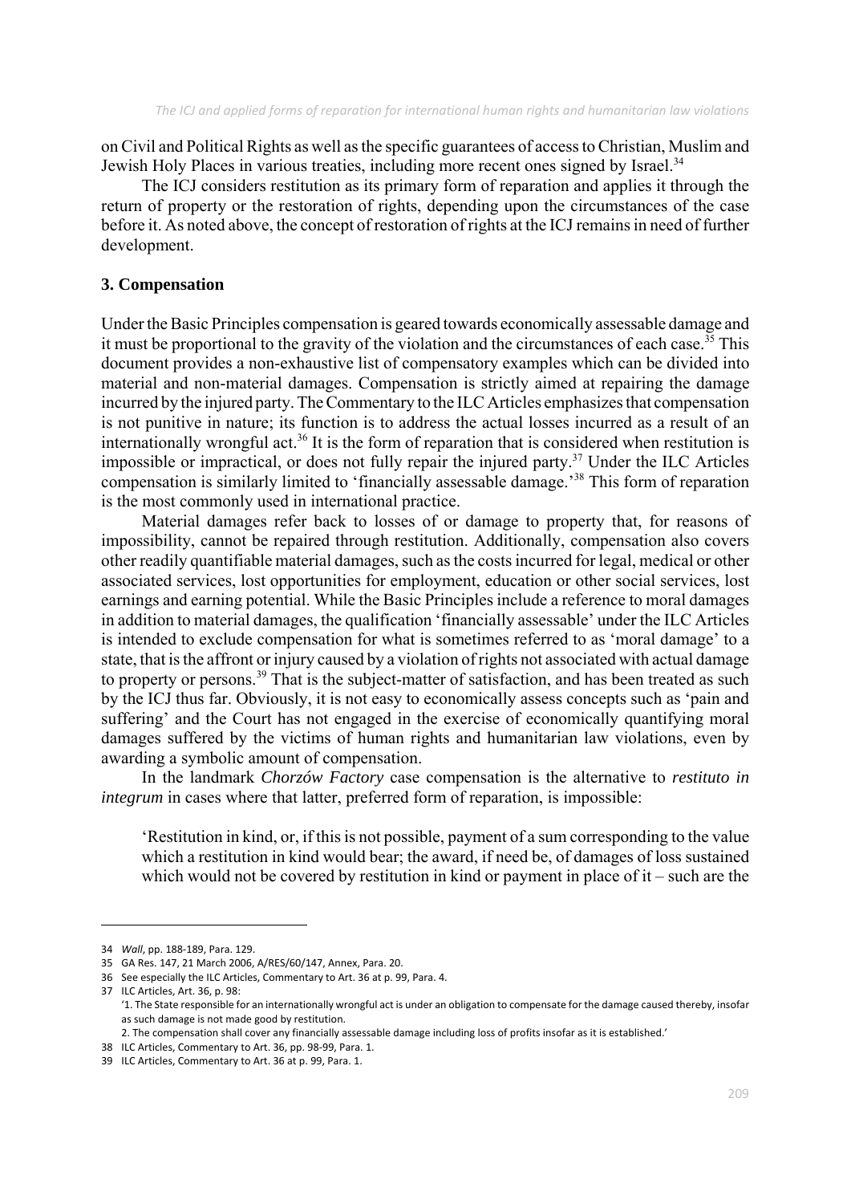on Civil and Political Rights as well as the specific guarantees of access to Christian, Muslim and Jewish Holy Places in various treaties, including more recent ones signed by Israel.[34]

The ICJ considers restitution as its primary form of reparation and applies it through the return of property or the restoration of rights, depending upon the circumstances of the case before it. As noted above, the concept of restoration of rights at the ICJ remains in need of further development.

### 3. Compensation

Under the Basic Principles compensation is geared towards economically assessable damage and it must be proportional to the gravity of the violation and the circumstances of each case.[35] This document provides a non-exhaustive list of compensatory examples which can be divided into material and non-material damages. Compensation is strictly aimed at repairing the damage incurred by the injured party. The Commentary to the ILC Articles emphasizes that compensation is not punitive in nature; its function is to address the actual losses incurred as a result of an internationally wrongful act.[36] It is the form of reparation that is considered when restitution is impossible or impractical, or does not fully repair the injured party.[37] Under the ILC Articles compensation is similarly limited to 'financially assessable damage.'[38] This form of reparation is the most commonly used in international practice.

Material damages refer back to losses of or damage to property that, for reasons of impossibility, cannot be repaired through restitution. Additionally, compensation also covers other readily quantifiable material damages, such as the costs incurred for legal, medical or other associated services, lost opportunities for employment, education or other social services, lost earnings and earning potential. While the Basic Principles include a reference to moral damages in addition to material damages, the qualification 'financially assessable' under the ILC Articles is intended to exclude compensation for what is sometimes referred to as 'moral damage' to a state, that is the affront or injury caused by a violation of rights not associated with actual damage to property or persons.[39] That is the subject-matter of satisfaction, and has been treated as such by the ICJ thus far. Obviously, it is not easy to economically assess concepts such as 'pain and suffering' and the Court has not engaged in the exercise of economically quantifying moral damages suffered by the victims of human rights and humanitarian law violations, even by awarding a symbolic amount of compensation.

In the landmark *Chorzów Factory* case compensation is the alternative to *restituto in integrum* in cases where that latter, preferred form of reparation, is impossible:

> 'Restitution in kind, or, if this is not possible, payment of a sum corresponding to the value which a restitution in kind would bear; the award, if need be, of damages of loss sustained which would not be covered by restitution in kind or payment in place of it – such are the

---

34 *Wall*, pp. 188-189, Para. 129.

35 GA Res. 147, 21 March 2006, A/RES/60/147, Annex, Para. 20.

36 See especially the ILC Articles, Commentary to Art. 36 at p. 99, Para. 4.

37 ILC Articles, Art. 36, p. 98:
'1. The State responsible for an internationally wrongful act is under an obligation to compensate for the damage caused thereby, insofar as such damage is not made good by restitution.
2. The compensation shall cover any financially assessable damage including loss of profits insofar as it is established.'

38 ILC Articles, Commentary to Art. 36, pp. 98-99, Para. 1.

39 ILC Articles, Commentary to Art. 36 at p. 99, Para. 1.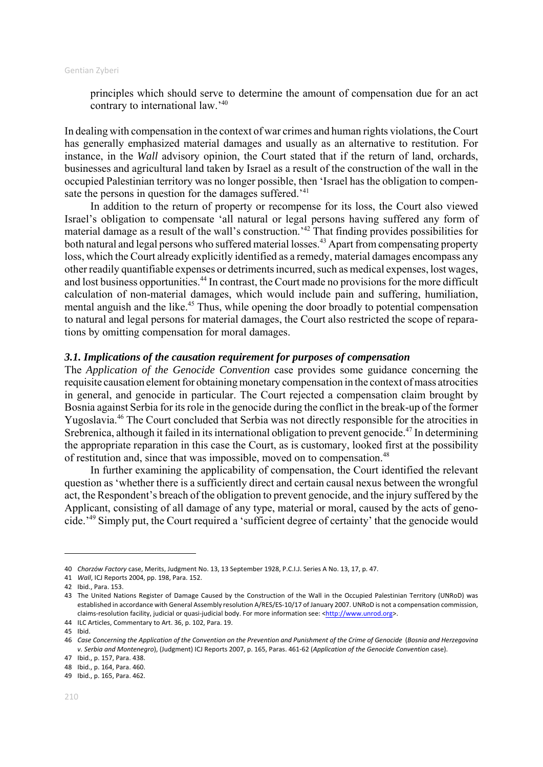principles which should serve to determine the amount of compensation due for an act contrary to international law.'[40]

In dealing with compensation in the context of war crimes and human rights violations, the Court has generally emphasized material damages and usually as an alternative to restitution. For instance, in the *Wall* advisory opinion, the Court stated that if the return of land, orchards, businesses and agricultural land taken by Israel as a result of the construction of the wall in the occupied Palestinian territory was no longer possible, then 'Israel has the obligation to compensate the persons in question for the damages suffered.'[41]

In addition to the return of property or recompense for its loss, the Court also viewed Israel's obligation to compensate 'all natural or legal persons having suffered any form of material damage as a result of the wall's construction.'[42] That finding provides possibilities for both natural and legal persons who suffered material losses.[43] Apart from compensating property loss, which the Court already explicitly identified as a remedy, material damages encompass any other readily quantifiable expenses or detriments incurred, such as medical expenses, lost wages, and lost business opportunities.[44] In contrast, the Court made no provisions for the more difficult calculation of non-material damages, which would include pain and suffering, humiliation, mental anguish and the like.[45] Thus, while opening the door broadly to potential compensation to natural and legal persons for material damages, the Court also restricted the scope of reparations by omitting compensation for moral damages.

### *3.1. Implications of the causation requirement for purposes of compensation*

The *Application of the Genocide Convention* case provides some guidance concerning the requisite causation element for obtaining monetary compensation in the context of mass atrocities in general, and genocide in particular. The Court rejected a compensation claim brought by Bosnia against Serbia for its role in the genocide during the conflict in the break-up of the former Yugoslavia.[46] The Court concluded that Serbia was not directly responsible for the atrocities in Srebrenica, although it failed in its international obligation to prevent genocide.[47] In determining the appropriate reparation in this case the Court, as is customary, looked first at the possibility of restitution and, since that was impossible, moved on to compensation.[48]

In further examining the applicability of compensation, the Court identified the relevant question as 'whether there is a sufficiently direct and certain causal nexus between the wrongful act, the Respondent's breach of the obligation to prevent genocide, and the injury suffered by the Applicant, consisting of all damage of any type, material or moral, caused by the acts of genocide.'[49] Simply put, the Court required a 'sufficient degree of certainty' that the genocide would

---

40 *Chorzów Factory* case, Merits, Judgment No. 13, 13 September 1928, P.C.I.J. Series A No. 13, 17, p. 47.

41 *Wall*, ICJ Reports 2004, pp. 198, Para. 152.

42 Ibid., Para. 153.

43 The United Nations Register of Damage Caused by the Construction of the Wall in the Occupied Palestinian Territory (UNRoD) was established in accordance with General Assembly resolution A/RES/ES-10/17 of January 2007. UNRoD is not a compensation commission, claims-resolution facility, judicial or quasi-judicial body. For more information see: <http://www.unrod.org>.

44 ILC Articles, Commentary to Art. 36, p. 102, Para. 19.

45 Ibid.

46 *Case Concerning the Application of the Convention on the Prevention and Punishment of the Crime of Genocide* (*Bosnia and Herzegovina v. Serbia and Montenegro*), (Judgment) ICJ Reports 2007, p. 165, Paras. 461-62 (*Application of the Genocide Convention* case).

47 Ibid., p. 157, Para. 438.

48 Ibid., p. 164, Para. 460.

49 Ibid., p. 165, Para. 462.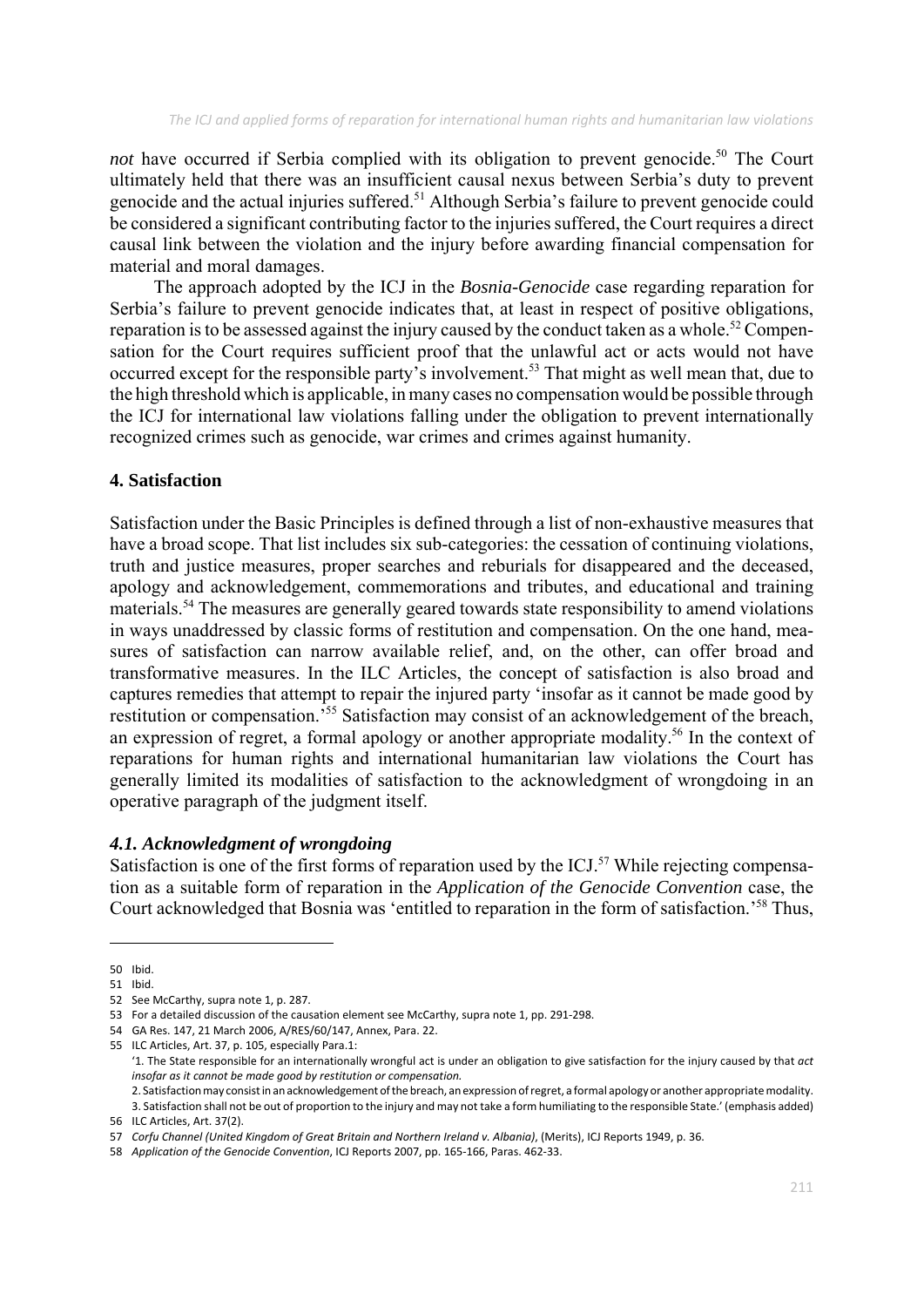*not* have occurred if Serbia complied with its obligation to prevent genocide.[50] The Court ultimately held that there was an insufficient causal nexus between Serbia's duty to prevent genocide and the actual injuries suffered.[51] Although Serbia's failure to prevent genocide could be considered a significant contributing factor to the injuries suffered, the Court requires a direct causal link between the violation and the injury before awarding financial compensation for material and moral damages.

The approach adopted by the ICJ in the *Bosnia-Genocide* case regarding reparation for Serbia's failure to prevent genocide indicates that, at least in respect of positive obligations, reparation is to be assessed against the injury caused by the conduct taken as a whole.[52] Compensation for the Court requires sufficient proof that the unlawful act or acts would not have occurred except for the responsible party's involvement.[53] That might as well mean that, due to the high threshold which is applicable, in many cases no compensation would be possible through the ICJ for international law violations falling under the obligation to prevent internationally recognized crimes such as genocide, war crimes and crimes against humanity.

## 4. Satisfaction

Satisfaction under the Basic Principles is defined through a list of non-exhaustive measures that have a broad scope. That list includes six sub-categories: the cessation of continuing violations, truth and justice measures, proper searches and reburials for disappeared and the deceased, apology and acknowledgement, commemorations and tributes, and educational and training materials.[54] The measures are generally geared towards state responsibility to amend violations in ways unaddressed by classic forms of restitution and compensation. On the one hand, measures of satisfaction can narrow available relief, and, on the other, can offer broad and transformative measures. In the ILC Articles, the concept of satisfaction is also broad and captures remedies that attempt to repair the injured party 'insofar as it cannot be made good by restitution or compensation.'[55] Satisfaction may consist of an acknowledgement of the breach, an expression of regret, a formal apology or another appropriate modality.[56] In the context of reparations for human rights and international humanitarian law violations the Court has generally limited its modalities of satisfaction to the acknowledgment of wrongdoing in an operative paragraph of the judgment itself.

### *4.1. Acknowledgment of wrongdoing*

Satisfaction is one of the first forms of reparation used by the ICJ.[57] While rejecting compensation as a suitable form of reparation in the *Application of the Genocide Convention* case, the Court acknowledged that Bosnia was 'entitled to reparation in the form of satisfaction.'[58] Thus,

---

50 Ibid.

51 Ibid.

52 See McCarthy, supra note 1, p. 287.

53 For a detailed discussion of the causation element see McCarthy, supra note 1, pp. 291-298.

54 GA Res. 147, 21 March 2006, A/RES/60/147, Annex, Para. 22.

55 ILC Articles, Art. 37, p. 105, especially Para.1:
'1. The State responsible for an internationally wrongful act is under an obligation to give satisfaction for the injury caused by that *act insofar as it cannot be made good by restitution or compensation.*
2. Satisfaction may consist in an acknowledgement of the breach, an expression of regret, a formal apology or another appropriate modality.
3. Satisfaction shall not be out of proportion to the injury and may not take a form humiliating to the responsible State.' (emphasis added)

56 ILC Articles, Art. 37(2).

57 *Corfu Channel (United Kingdom of Great Britain and Northern Ireland v. Albania)*, (Merits), ICJ Reports 1949, p. 36.

58 *Application of the Genocide Convention*, ICJ Reports 2007, pp. 165-166, Paras. 462-33.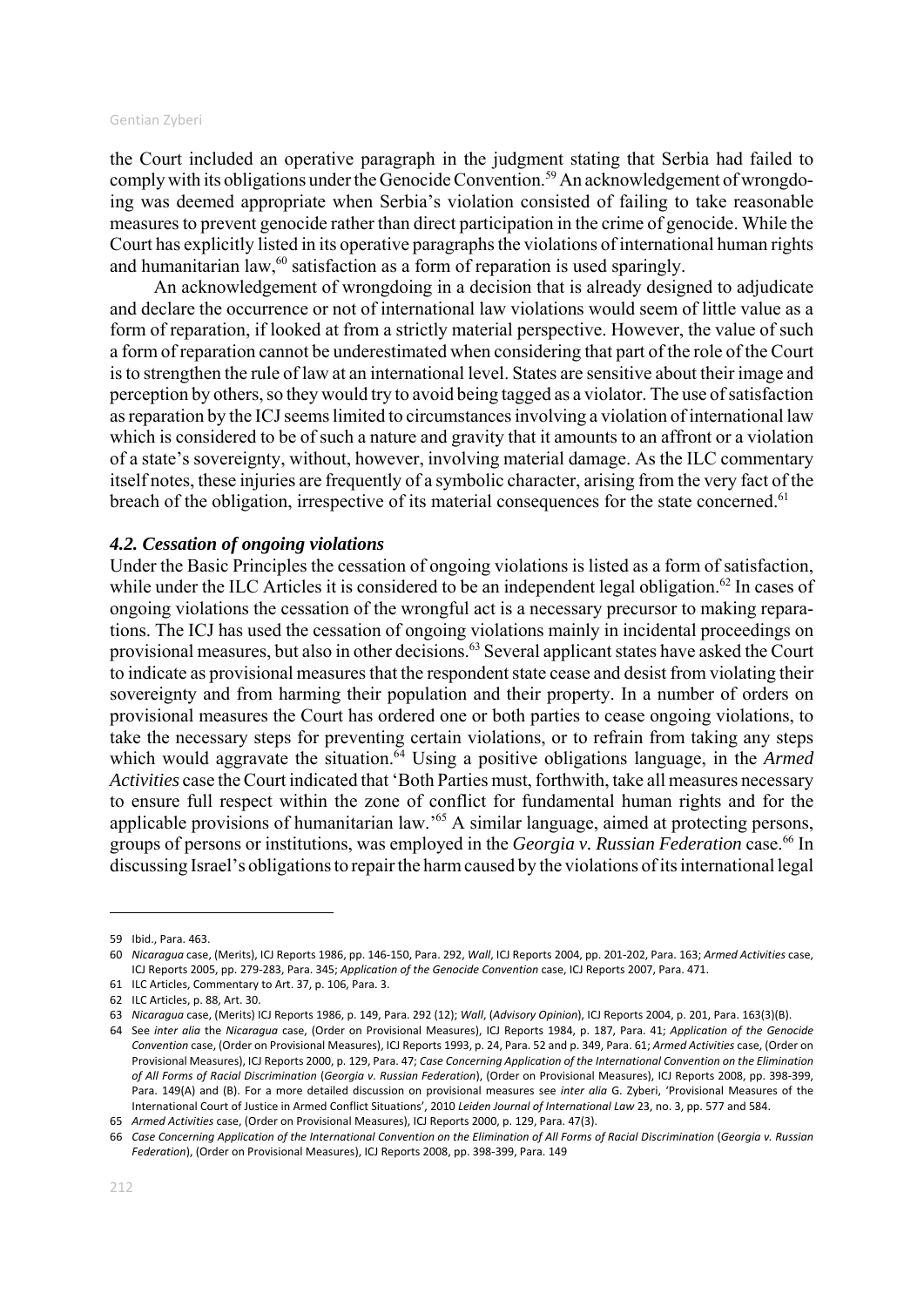the Court included an operative paragraph in the judgment stating that Serbia had failed to comply with its obligations under the Genocide Convention.[59] An acknowledgement of wrongdoing was deemed appropriate when Serbia's violation consisted of failing to take reasonable measures to prevent genocide rather than direct participation in the crime of genocide. While the Court has explicitly listed in its operative paragraphs the violations of international human rights and humanitarian law,[60] satisfaction as a form of reparation is used sparingly.

An acknowledgement of wrongdoing in a decision that is already designed to adjudicate and declare the occurrence or not of international law violations would seem of little value as a form of reparation, if looked at from a strictly material perspective. However, the value of such a form of reparation cannot be underestimated when considering that part of the role of the Court is to strengthen the rule of law at an international level. States are sensitive about their image and perception by others, so they would try to avoid being tagged as a violator. The use of satisfaction as reparation by the ICJ seems limited to circumstances involving a violation of international law which is considered to be of such a nature and gravity that it amounts to an affront or a violation of a state's sovereignty, without, however, involving material damage. As the ILC commentary itself notes, these injuries are frequently of a symbolic character, arising from the very fact of the breach of the obligation, irrespective of its material consequences for the state concerned.[61]

### *4.2. Cessation of ongoing violations*

Under the Basic Principles the cessation of ongoing violations is listed as a form of satisfaction, while under the ILC Articles it is considered to be an independent legal obligation.[62] In cases of ongoing violations the cessation of the wrongful act is a necessary precursor to making reparations. The ICJ has used the cessation of ongoing violations mainly in incidental proceedings on provisional measures, but also in other decisions.[63] Several applicant states have asked the Court to indicate as provisional measures that the respondent state cease and desist from violating their sovereignty and from harming their population and their property. In a number of orders on provisional measures the Court has ordered one or both parties to cease ongoing violations, to take the necessary steps for preventing certain violations, or to refrain from taking any steps which would aggravate the situation.[64] Using a positive obligations language, in the *Armed Activities* case the Court indicated that 'Both Parties must, forthwith, take all measures necessary to ensure full respect within the zone of conflict for fundamental human rights and for the applicable provisions of humanitarian law.'[65] A similar language, aimed at protecting persons, groups of persons or institutions, was employed in the *Georgia v. Russian Federation* case.[66] In discussing Israel's obligations to repair the harm caused by the violations of its international legal

---

59 Ibid., Para. 463.

60 *Nicaragua* case, (Merits), ICJ Reports 1986, pp. 146-150, Para. 292, *Wall*, ICJ Reports 2004, pp. 201-202, Para. 163; *Armed Activities* case, ICJ Reports 2005, pp. 279-283, Para. 345; *Application of the Genocide Convention* case, ICJ Reports 2007, Para. 471.

61 ILC Articles, Commentary to Art. 37, p. 106, Para. 3.

62 ILC Articles, p. 88, Art. 30.

63 *Nicaragua* case, (Merits) ICJ Reports 1986, p. 149, Para. 292 (12); *Wall*, (*Advisory Opinion*), ICJ Reports 2004, p. 201, Para. 163(3)(B).

64 See *inter alia* the *Nicaragua* case, (Order on Provisional Measures), ICJ Reports 1984, p. 187, Para. 41; *Application of the Genocide Convention* case, (Order on Provisional Measures), ICJ Reports 1993, p. 24, Para. 52 and p. 349, Para. 61; *Armed Activities* case, (Order on Provisional Measures), ICJ Reports 2000, p. 129, Para. 47; *Case Concerning Application of the International Convention on the Elimination of All Forms of Racial Discrimination* (*Georgia v. Russian Federation*), (Order on Provisional Measures), ICJ Reports 2008, pp. 398-399, Para. 149(A) and (B). For a more detailed discussion on provisional measures see *inter alia* G. Zyberi, 'Provisional Measures of the International Court of Justice in Armed Conflict Situations', 2010 *Leiden Journal of International Law* 23, no. 3, pp. 577 and 584.

65 *Armed Activities* case, (Order on Provisional Measures), ICJ Reports 2000, p. 129, Para. 47(3).

66 *Case Concerning Application of the International Convention on the Elimination of All Forms of Racial Discrimination* (*Georgia v. Russian Federation*), (Order on Provisional Measures), ICJ Reports 2008, pp. 398-399, Para. 149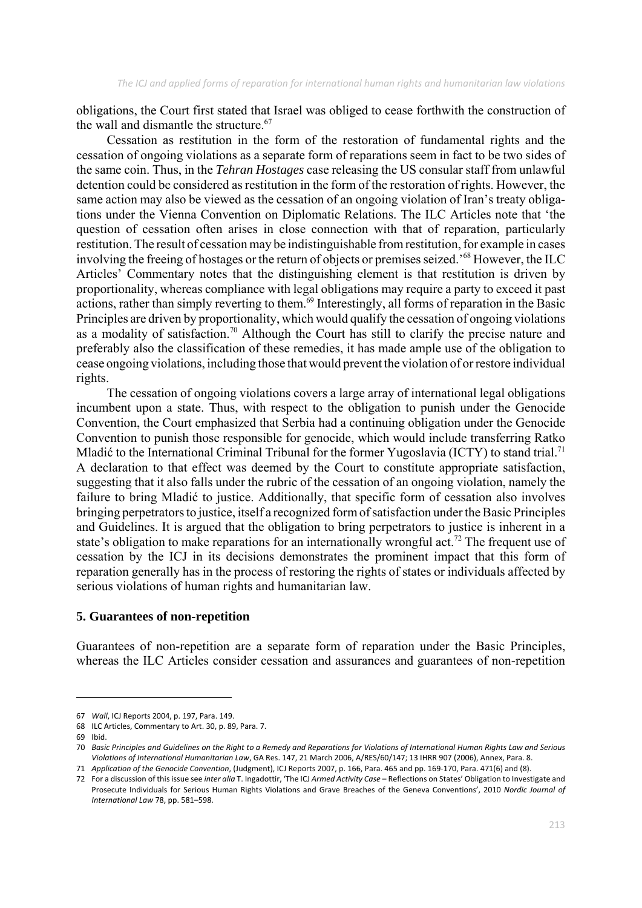obligations, the Court first stated that Israel was obliged to cease forthwith the construction of the wall and dismantle the structure.[67]

Cessation as restitution in the form of the restoration of fundamental rights and the cessation of ongoing violations as a separate form of reparations seem in fact to be two sides of the same coin. Thus, in the *Tehran Hostages* case releasing the US consular staff from unlawful detention could be considered as restitution in the form of the restoration of rights. However, the same action may also be viewed as the cessation of an ongoing violation of Iran's treaty obligations under the Vienna Convention on Diplomatic Relations. The ILC Articles note that 'the question of cessation often arises in close connection with that of reparation, particularly restitution. The result of cessation may be indistinguishable from restitution, for example in cases involving the freeing of hostages or the return of objects or premises seized.'[68] However, the ILC Articles' Commentary notes that the distinguishing element is that restitution is driven by proportionality, whereas compliance with legal obligations may require a party to exceed it past actions, rather than simply reverting to them.[69] Interestingly, all forms of reparation in the Basic Principles are driven by proportionality, which would qualify the cessation of ongoing violations as a modality of satisfaction.[70] Although the Court has still to clarify the precise nature and preferably also the classification of these remedies, it has made ample use of the obligation to cease ongoing violations, including those that would prevent the violation of or restore individual rights.

The cessation of ongoing violations covers a large array of international legal obligations incumbent upon a state. Thus, with respect to the obligation to punish under the Genocide Convention, the Court emphasized that Serbia had a continuing obligation under the Genocide Convention to punish those responsible for genocide, which would include transferring Ratko Mladić to the International Criminal Tribunal for the former Yugoslavia (ICTY) to stand trial.[71] A declaration to that effect was deemed by the Court to constitute appropriate satisfaction, suggesting that it also falls under the rubric of the cessation of an ongoing violation, namely the failure to bring Mladić to justice. Additionally, that specific form of cessation also involves bringing perpetrators to justice, itself a recognized form of satisfaction under the Basic Principles and Guidelines. It is argued that the obligation to bring perpetrators to justice is inherent in a state's obligation to make reparations for an internationally wrongful act.[72] The frequent use of cessation by the ICJ in its decisions demonstrates the prominent impact that this form of reparation generally has in the process of restoring the rights of states or individuals affected by serious violations of human rights and humanitarian law.

## 5. Guarantees of non-repetition

Guarantees of non-repetition are a separate form of reparation under the Basic Principles, whereas the ILC Articles consider cessation and assurances and guarantees of non-repetition

---

67 *Wall*, ICJ Reports 2004, p. 197, Para. 149.

68 ILC Articles, Commentary to Art. 30, p. 89, Para. 7.

69 Ibid.

70 *Basic Principles and Guidelines on the Right to a Remedy and Reparations for Violations of International Human Rights Law and Serious Violations of International Humanitarian Law*, GA Res. 147, 21 March 2006, A/RES/60/147; 13 IHRR 907 (2006), Annex, Para. 8.

71 *Application of the Genocide Convention*, (Judgment), ICJ Reports 2007, p. 166, Para. 465 and pp. 169-170, Para. 471(6) and (8).

72 For a discussion of this issue see *inter alia* T. Ingadottir, 'The ICJ *Armed Activity Case* – Reflections on States' Obligation to Investigate and Prosecute Individuals for Serious Human Rights Violations and Grave Breaches of the Geneva Conventions', 2010 *Nordic Journal of International Law* 78, pp. 581–598.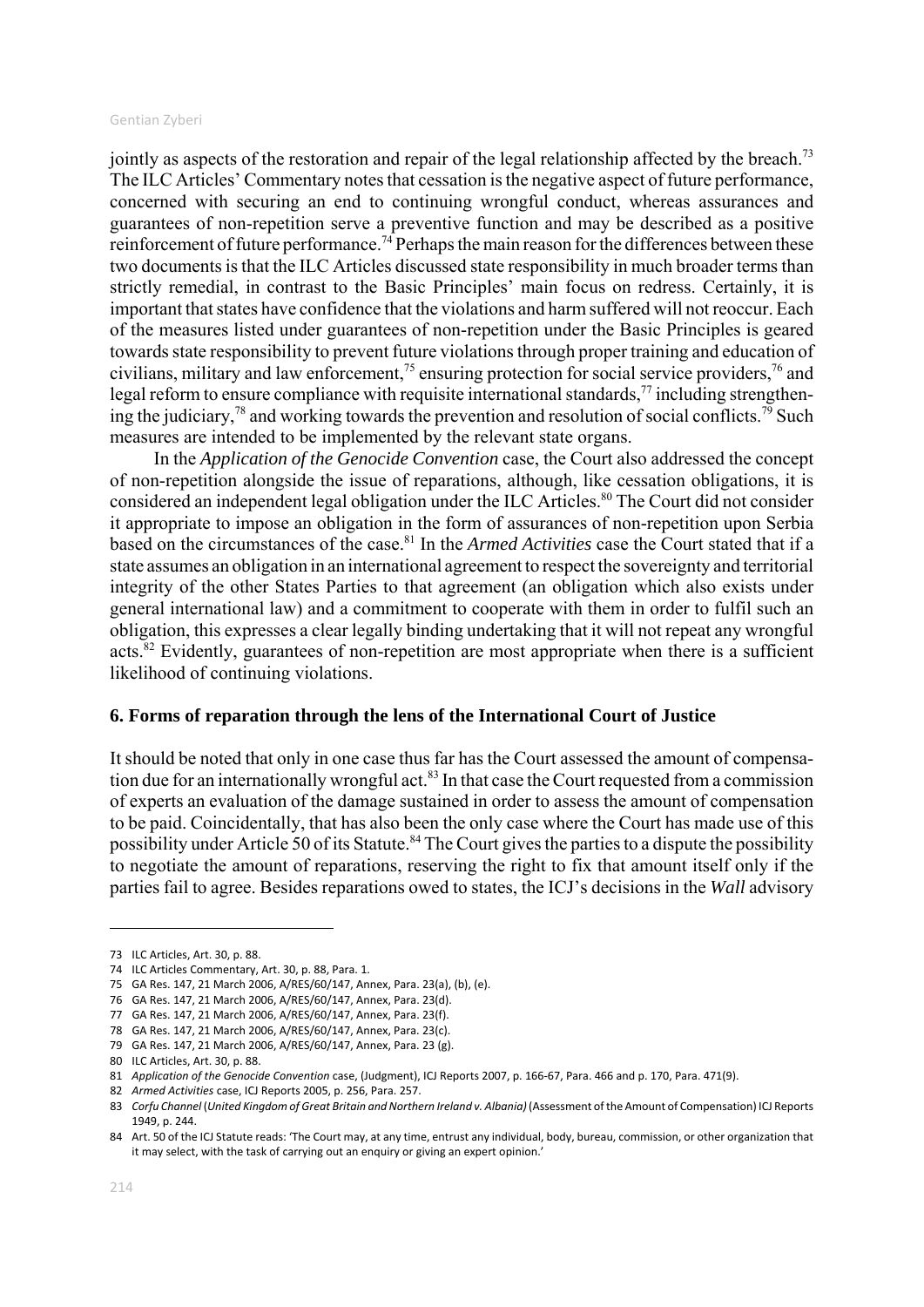jointly as aspects of the restoration and repair of the legal relationship affected by the breach.[73] The ILC Articles' Commentary notes that cessation is the negative aspect of future performance, concerned with securing an end to continuing wrongful conduct, whereas assurances and guarantees of non-repetition serve a preventive function and may be described as a positive reinforcement of future performance.[74] Perhaps the main reason for the differences between these two documents is that the ILC Articles discussed state responsibility in much broader terms than strictly remedial, in contrast to the Basic Principles' main focus on redress. Certainly, it is important that states have confidence that the violations and harm suffered will not reoccur. Each of the measures listed under guarantees of non-repetition under the Basic Principles is geared towards state responsibility to prevent future violations through proper training and education of civilians, military and law enforcement,[75] ensuring protection for social service providers,[76] and legal reform to ensure compliance with requisite international standards,[77] including strengthening the judiciary,[78] and working towards the prevention and resolution of social conflicts.[79] Such measures are intended to be implemented by the relevant state organs.

In the *Application of the Genocide Convention* case, the Court also addressed the concept of non-repetition alongside the issue of reparations, although, like cessation obligations, it is considered an independent legal obligation under the ILC Articles.[80] The Court did not consider it appropriate to impose an obligation in the form of assurances of non-repetition upon Serbia based on the circumstances of the case.[81] In the *Armed Activities* case the Court stated that if a state assumes an obligation in an international agreement to respect the sovereignty and territorial integrity of the other States Parties to that agreement (an obligation which also exists under general international law) and a commitment to cooperate with them in order to fulfil such an obligation, this expresses a clear legally binding undertaking that it will not repeat any wrongful acts.[82] Evidently, guarantees of non-repetition are most appropriate when there is a sufficient likelihood of continuing violations.

## 6. Forms of reparation through the lens of the International Court of Justice

It should be noted that only in one case thus far has the Court assessed the amount of compensation due for an internationally wrongful act.[83] In that case the Court requested from a commission of experts an evaluation of the damage sustained in order to assess the amount of compensation to be paid. Coincidentally, that has also been the only case where the Court has made use of this possibility under Article 50 of its Statute.[84] The Court gives the parties to a dispute the possibility to negotiate the amount of reparations, reserving the right to fix that amount itself only if the parties fail to agree. Besides reparations owed to states, the ICJ's decisions in the *Wall* advisory

---

73 ILC Articles, Art. 30, p. 88.

74 ILC Articles Commentary, Art. 30, p. 88, Para. 1.

75 GA Res. 147, 21 March 2006, A/RES/60/147, Annex, Para. 23(a), (b), (e).

76 GA Res. 147, 21 March 2006, A/RES/60/147, Annex, Para. 23(d).

77 GA Res. 147, 21 March 2006, A/RES/60/147, Annex, Para. 23(f).

78 GA Res. 147, 21 March 2006, A/RES/60/147, Annex, Para. 23(c).

79 GA Res. 147, 21 March 2006, A/RES/60/147, Annex, Para. 23 (g).

80 ILC Articles, Art. 30, p. 88.

81 *Application of the Genocide Convention* case, (Judgment), ICJ Reports 2007, p. 166-67, Para. 466 and p. 170, Para. 471(9).

82 *Armed Activities* case, ICJ Reports 2005, p. 256, Para. 257.

83 *Corfu Channel* (*United Kingdom of Great Britain and Northern Ireland v. Albania)* (Assessment of the Amount of Compensation) ICJ Reports 1949, p. 244.

84 Art. 50 of the ICJ Statute reads: 'The Court may, at any time, entrust any individual, body, bureau, commission, or other organization that it may select, with the task of carrying out an enquiry or giving an expert opinion.'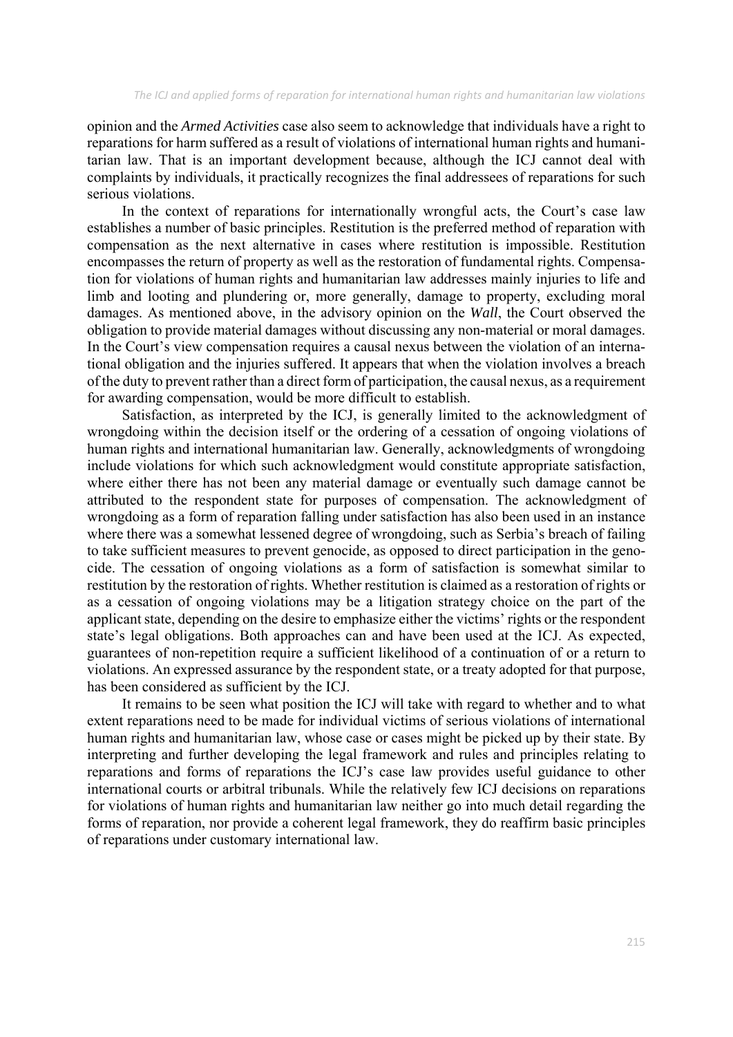opinion and the *Armed Activities* case also seem to acknowledge that individuals have a right to reparations for harm suffered as a result of violations of international human rights and humanitarian law. That is an important development because, although the ICJ cannot deal with complaints by individuals, it practically recognizes the final addressees of reparations for such serious violations.

In the context of reparations for internationally wrongful acts, the Court's case law establishes a number of basic principles. Restitution is the preferred method of reparation with compensation as the next alternative in cases where restitution is impossible. Restitution encompasses the return of property as well as the restoration of fundamental rights. Compensation for violations of human rights and humanitarian law addresses mainly injuries to life and limb and looting and plundering or, more generally, damage to property, excluding moral damages. As mentioned above, in the advisory opinion on the *Wall*, the Court observed the obligation to provide material damages without discussing any non-material or moral damages. In the Court's view compensation requires a causal nexus between the violation of an international obligation and the injuries suffered. It appears that when the violation involves a breach of the duty to prevent rather than a direct form of participation, the causal nexus, as a requirement for awarding compensation, would be more difficult to establish.

Satisfaction, as interpreted by the ICJ, is generally limited to the acknowledgment of wrongdoing within the decision itself or the ordering of a cessation of ongoing violations of human rights and international humanitarian law. Generally, acknowledgments of wrongdoing include violations for which such acknowledgment would constitute appropriate satisfaction, where either there has not been any material damage or eventually such damage cannot be attributed to the respondent state for purposes of compensation. The acknowledgment of wrongdoing as a form of reparation falling under satisfaction has also been used in an instance where there was a somewhat lessened degree of wrongdoing, such as Serbia's breach of failing to take sufficient measures to prevent genocide, as opposed to direct participation in the genocide. The cessation of ongoing violations as a form of satisfaction is somewhat similar to restitution by the restoration of rights. Whether restitution is claimed as a restoration of rights or as a cessation of ongoing violations may be a litigation strategy choice on the part of the applicant state, depending on the desire to emphasize either the victims' rights or the respondent state's legal obligations. Both approaches can and have been used at the ICJ. As expected, guarantees of non-repetition require a sufficient likelihood of a continuation of or a return to violations. An expressed assurance by the respondent state, or a treaty adopted for that purpose, has been considered as sufficient by the ICJ.

It remains to be seen what position the ICJ will take with regard to whether and to what extent reparations need to be made for individual victims of serious violations of international human rights and humanitarian law, whose case or cases might be picked up by their state. By interpreting and further developing the legal framework and rules and principles relating to reparations and forms of reparations the ICJ's case law provides useful guidance to other international courts or arbitral tribunals. While the relatively few ICJ decisions on reparations for violations of human rights and humanitarian law neither go into much detail regarding the forms of reparation, nor provide a coherent legal framework, they do reaffirm basic principles of reparations under customary international law.